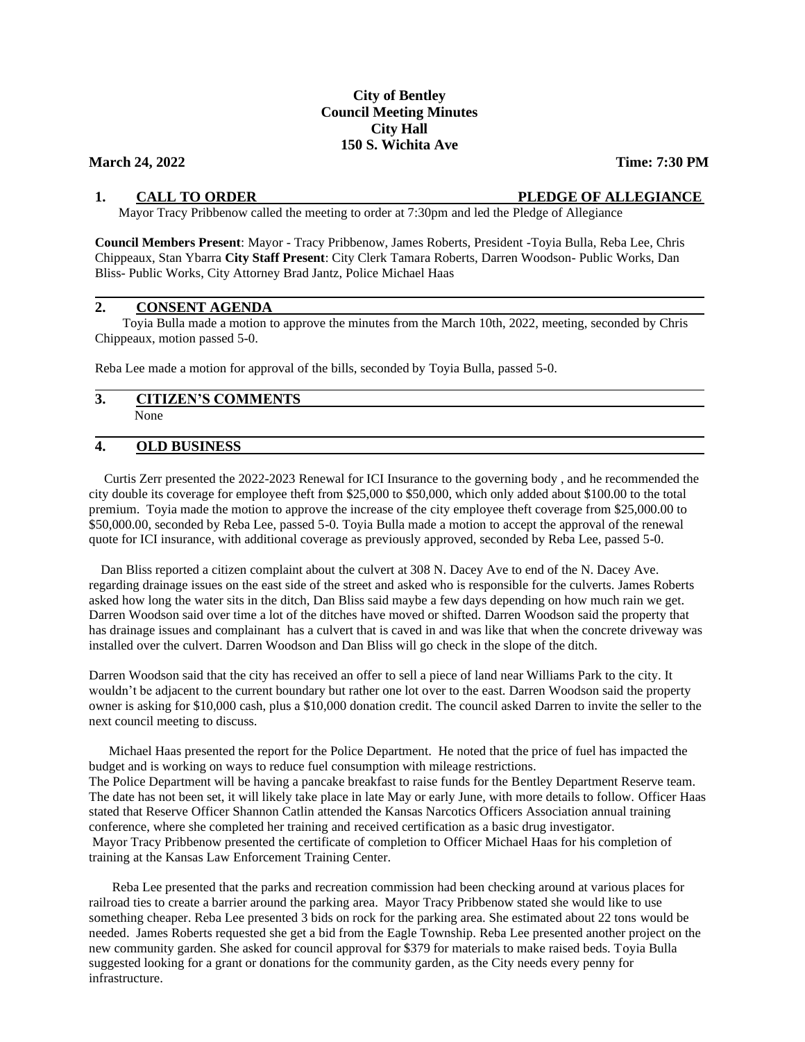**City of Bentley**
**Council Meeting Minutes**
**City Hall**
**150 S. Wichita Ave**

**March 24, 2022** **Time: 7:30 PM**

## 1. CALL TO ORDER PLEDGE OF ALLEGIANCE

Mayor Tracy Pribbenow called the meeting to order at 7:30pm and led the Pledge of Allegiance

**Council Members Present**: Mayor - Tracy Pribbenow, James Roberts, President -Toyia Bulla, Reba Lee, Chris Chippeaux, Stan Ybarra **City Staff Present**: City Clerk Tamara Roberts, Darren Woodson- Public Works, Dan Bliss- Public Works, City Attorney Brad Jantz, Police Michael Haas

## 2. CONSENT AGENDA

Toyia Bulla made a motion to approve the minutes from the March 10th, 2022, meeting, seconded by Chris Chippeaux, motion passed 5-0.

Reba Lee made a motion for approval of the bills, seconded by Toyia Bulla, passed 5-0.

## 3. CITIZEN'S COMMENTS

None

## 4. OLD BUSINESS

Curtis Zerr presented the 2022-2023 Renewal for ICI Insurance to the governing body , and he recommended the city double its coverage for employee theft from $25,000 to $50,000, which only added about $100.00 to the total premium. Toyia made the motion to approve the increase of the city employee theft coverage from $25,000.00 to $50,000.00, seconded by Reba Lee, passed 5-0. Toyia Bulla made a motion to accept the approval of the renewal quote for ICI insurance, with additional coverage as previously approved, seconded by Reba Lee, passed 5-0.

Dan Bliss reported a citizen complaint about the culvert at 308 N. Dacey Ave to end of the N. Dacey Ave. regarding drainage issues on the east side of the street and asked who is responsible for the culverts. James Roberts asked how long the water sits in the ditch, Dan Bliss said maybe a few days depending on how much rain we get. Darren Woodson said over time a lot of the ditches have moved or shifted. Darren Woodson said the property that has drainage issues and complainant has a culvert that is caved in and was like that when the concrete driveway was installed over the culvert. Darren Woodson and Dan Bliss will go check in the slope of the ditch.

Darren Woodson said that the city has received an offer to sell a piece of land near Williams Park to the city. It wouldn't be adjacent to the current boundary but rather one lot over to the east. Darren Woodson said the property owner is asking for $10,000 cash, plus a $10,000 donation credit. The council asked Darren to invite the seller to the next council meeting to discuss.

Michael Haas presented the report for the Police Department. He noted that the price of fuel has impacted the budget and is working on ways to reduce fuel consumption with mileage restrictions.
The Police Department will be having a pancake breakfast to raise funds for the Bentley Department Reserve team. The date has not been set, it will likely take place in late May or early June, with more details to follow. Officer Haas stated that Reserve Officer Shannon Catlin attended the Kansas Narcotics Officers Association annual training conference, where she completed her training and received certification as a basic drug investigator.
Mayor Tracy Pribbenow presented the certificate of completion to Officer Michael Haas for his completion of training at the Kansas Law Enforcement Training Center.

Reba Lee presented that the parks and recreation commission had been checking around at various places for railroad ties to create a barrier around the parking area. Mayor Tracy Pribbenow stated she would like to use something cheaper. Reba Lee presented 3 bids on rock for the parking area. She estimated about 22 tons would be needed. James Roberts requested she get a bid from the Eagle Township. Reba Lee presented another project on the new community garden. She asked for council approval for $379 for materials to make raised beds. Toyia Bulla suggested looking for a grant or donations for the community garden, as the City needs every penny for infrastructure.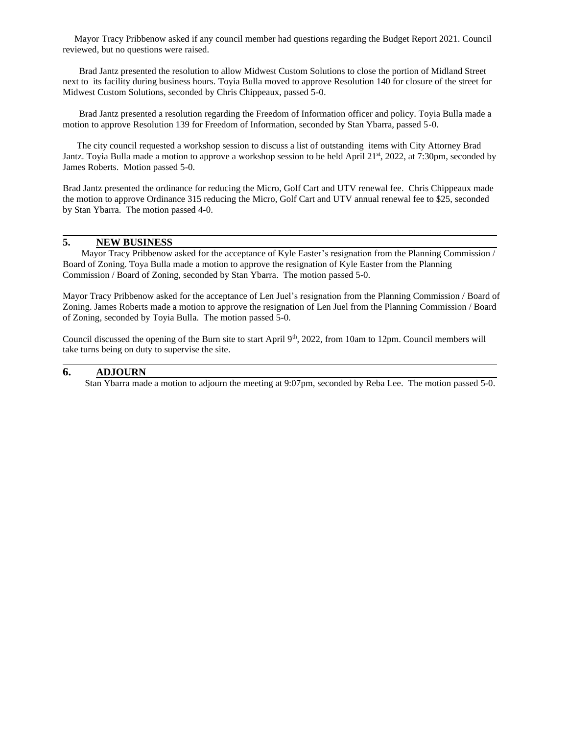Mayor Tracy Pribbenow asked if any council member had questions regarding the Budget Report 2021. Council reviewed, but no questions were raised.

Brad Jantz presented the resolution to allow Midwest Custom Solutions to close the portion of Midland Street next to its facility during business hours. Toyia Bulla moved to approve Resolution 140 for closure of the street for Midwest Custom Solutions, seconded by Chris Chippeaux, passed 5-0.

Brad Jantz presented a resolution regarding the Freedom of Information officer and policy. Toyia Bulla made a motion to approve Resolution 139 for Freedom of Information, seconded by Stan Ybarra, passed 5-0.

The city council requested a workshop session to discuss a list of outstanding items with City Attorney Brad Jantz. Toyia Bulla made a motion to approve a workshop session to be held April 21st, 2022, at 7:30pm, seconded by James Roberts. Motion passed 5-0.

Brad Jantz presented the ordinance for reducing the Micro, Golf Cart and UTV renewal fee. Chris Chippeaux made the motion to approve Ordinance 315 reducing the Micro, Golf Cart and UTV annual renewal fee to $25, seconded by Stan Ybarra. The motion passed 4-0.

## 5. NEW BUSINESS

Mayor Tracy Pribbenow asked for the acceptance of Kyle Easter's resignation from the Planning Commission / Board of Zoning. Toya Bulla made a motion to approve the resignation of Kyle Easter from the Planning Commission / Board of Zoning, seconded by Stan Ybarra. The motion passed 5-0.

Mayor Tracy Pribbenow asked for the acceptance of Len Juel's resignation from the Planning Commission / Board of Zoning. James Roberts made a motion to approve the resignation of Len Juel from the Planning Commission / Board of Zoning, seconded by Toyia Bulla. The motion passed 5-0.

Council discussed the opening of the Burn site to start April 9th, 2022, from 10am to 12pm. Council members will take turns being on duty to supervise the site.

## 6. ADJOURN

Stan Ybarra made a motion to adjourn the meeting at 9:07pm, seconded by Reba Lee. The motion passed 5-0.